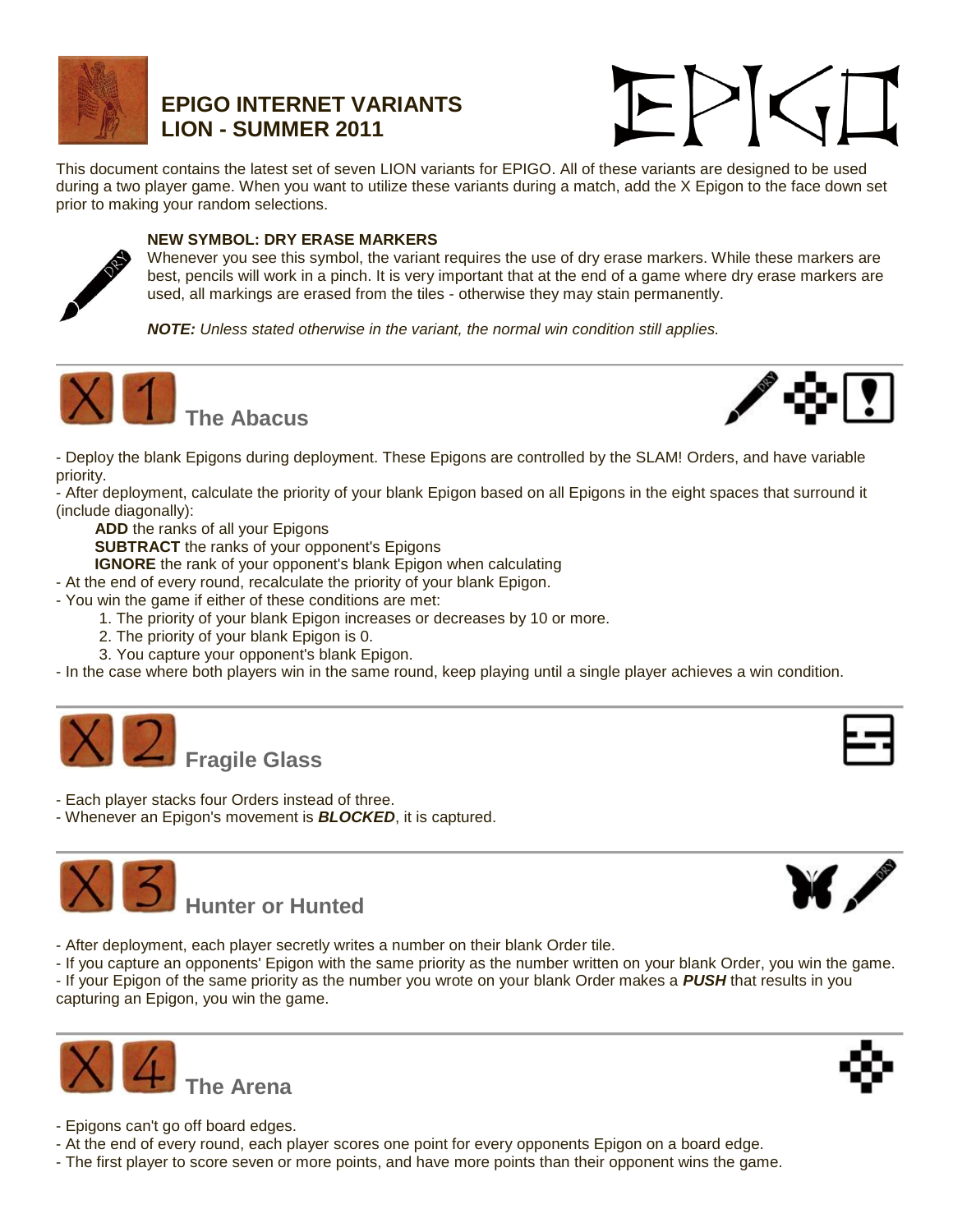# EPIGO INTERNET VARIANTS
# LION - SUMMER 2011

EPIGO

This document contains the latest set of seven LION variants for EPIGO. All of these variants are designed to be used during a two player game. When you want to utilize these variants during a match, add the X Epigon to the face down set prior to making your random selections.

**NEW SYMBOL: DRY ERASE MARKERS**

Whenever you see this symbol, the variant requires the use of dry erase markers. While these markers are best, pencils will work in a pinch. It is very important that at the end of a game where dry erase markers are used, all markings are erased from the tiles - otherwise they may stain permanently.

***NOTE:*** *Unless stated otherwise in the variant, the normal win condition still applies.*

---

## X 1 The Abacus

- Deploy the blank Epigons during deployment. These Epigons are controlled by the SLAM! Orders, and have variable priority.
- After deployment, calculate the priority of your blank Epigon based on all Epigons in the eight spaces that surround it (include diagonally):
    - **ADD** the ranks of all your Epigons
    - **SUBTRACT** the ranks of your opponent's Epigons
    - **IGNORE** the rank of your opponent's blank Epigon when calculating
- At the end of every round, recalculate the priority of your blank Epigon.
- You win the game if either of these conditions are met:
    1. The priority of your blank Epigon increases or decreases by 10 or more.
    2. The priority of your blank Epigon is 0.
    3. You capture your opponent's blank Epigon.
- In the case where both players win in the same round, keep playing until a single player achieves a win condition.

---

## X 2 Fragile Glass

- Each player stacks four Orders instead of three.
- Whenever an Epigon's movement is ***BLOCKED***, it is captured.

---

## X 3 Hunter or Hunted

- After deployment, each player secretly writes a number on their blank Order tile.
- If you capture an opponents' Epigon with the same priority as the number written on your blank Order, you win the game.
- If your Epigon of the same priority as the number you wrote on your blank Order makes a ***PUSH*** that results in you capturing an Epigon, you win the game.

---

## X 4 The Arena

- Epigons can't go off board edges.
- At the end of every round, each player scores one point for every opponents Epigon on a board edge.
- The first player to score seven or more points, and have more points than their opponent wins the game.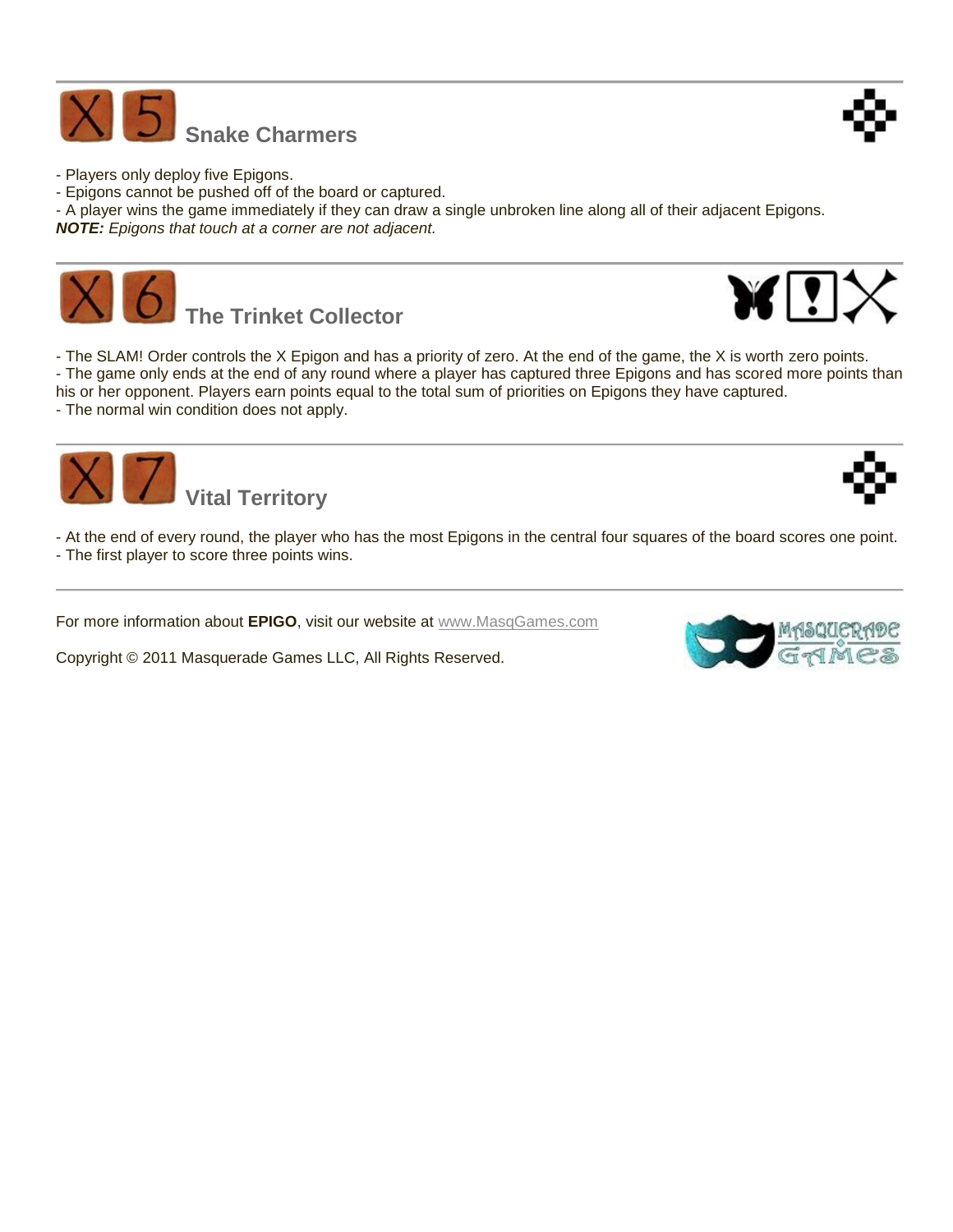## X 5 Snake Charmers

- Players only deploy five Epigons.
- Epigons cannot be pushed off of the board or captured.
- A player wins the game immediately if they can draw a single unbroken line along all of their adjacent Epigons.

***NOTE:*** *Epigons that touch at a corner are not adjacent.*

## X 6 The Trinket Collector

- The SLAM! Order controls the X Epigon and has a priority of zero. At the end of the game, the X is worth zero points.
- The game only ends at the end of any round where a player has captured three Epigons and has scored more points than his or her opponent. Players earn points equal to the total sum of priorities on Epigons they have captured.
- The normal win condition does not apply.

## X 7 Vital Territory

- At the end of every round, the player who has the most Epigons in the central four squares of the board scores one point.
- The first player to score three points wins.

---

For more information about **EPIGO**, visit our website at www.MasqGames.com

Copyright © 2011 Masquerade Games LLC, All Rights Reserved.